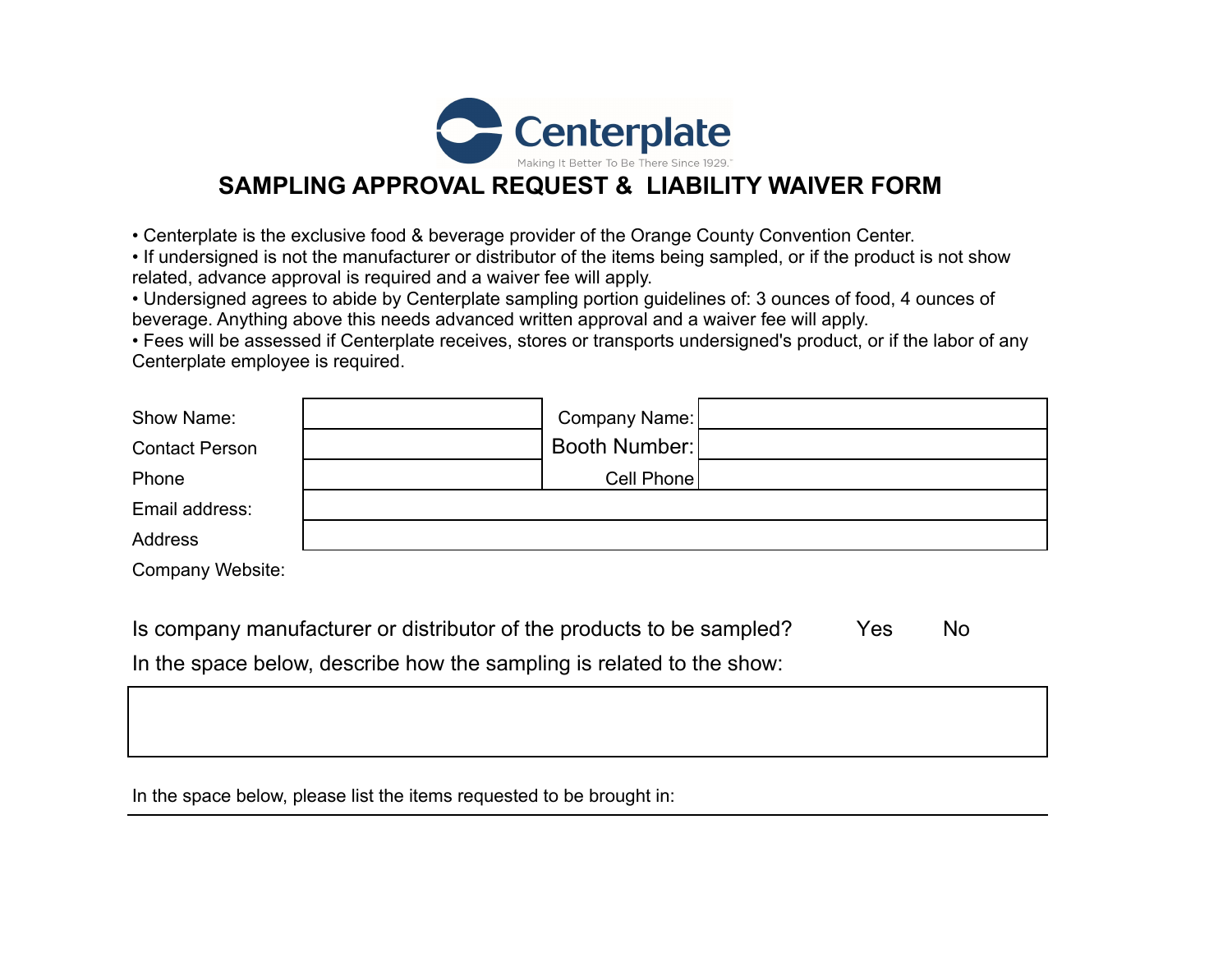Centerplate

Making It Better To Be There Since 1929.

# SAMPLING APPROVAL REQUEST & LIABILITY WAIVER FORM

- Centerplate is the exclusive food & beverage provider of the Orange County Convention Center.
- If undersigned is not the manufacturer or distributor of the items being sampled, or if the product is not show related, advance approval is required and a waiver fee will apply.
- Undersigned agrees to abide by Centerplate sampling portion guidelines of: 3 ounces of food, 4 ounces of beverage. Anything above this needs advanced written approval and a waiver fee will apply.
- Fees will be assessed if Centerplate receives, stores or transports undersigned's product, or if the labor of any Centerplate employee is required.

| | | | |
|---|---|---|---|
| Show Name: | | Company Name: | |
| Contact Person | | Booth Number: | |
| Phone | | Cell Phone | |
| Email address: | | | |
| Address | | | |
| Company Website: | | | |

Is company manufacturer or distributor of the products to be sampled? Yes No

In the space below, describe how the sampling is related to the show:

In the space below, please list the items requested to be brought in: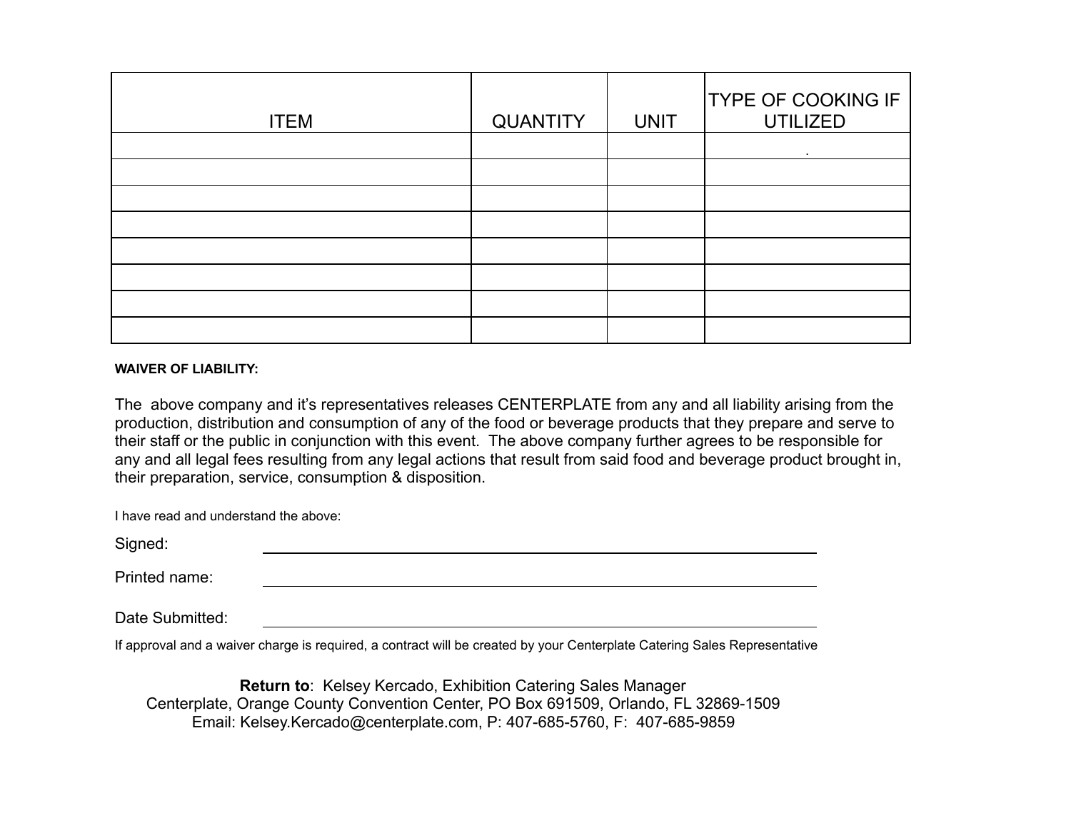| ITEM | QUANTITY | UNIT | TYPE OF COOKING IF UTILIZED |
|---|---|---|---|
| | | | . |
| | | | |
| | | | |
| | | | |
| | | | |
| | | | |
| | | | |
| | | | |

**WAIVER OF LIABILITY:**

The above company and it's representatives releases CENTERPLATE from any and all liability arising from the production, distribution and consumption of any of the food or beverage products that they prepare and serve to their staff or the public in conjunction with this event. The above company further agrees to be responsible for any and all legal fees resulting from any legal actions that result from said food and beverage product brought in, their preparation, service, consumption & disposition.

I have read and understand the above:

Signed: ______________________________

Printed name: ______________________________

Date Submitted: ______________________________

If approval and a waiver charge is required, a contract will be created by your Centerplate Catering Sales Representative

**Return to**: Kelsey Kercado, Exhibition Catering Sales Manager
Centerplate, Orange County Convention Center, PO Box 691509, Orlando, FL 32869-1509
Email: Kelsey.Kercado@centerplate.com, P: 407-685-5760, F: 407-685-9859